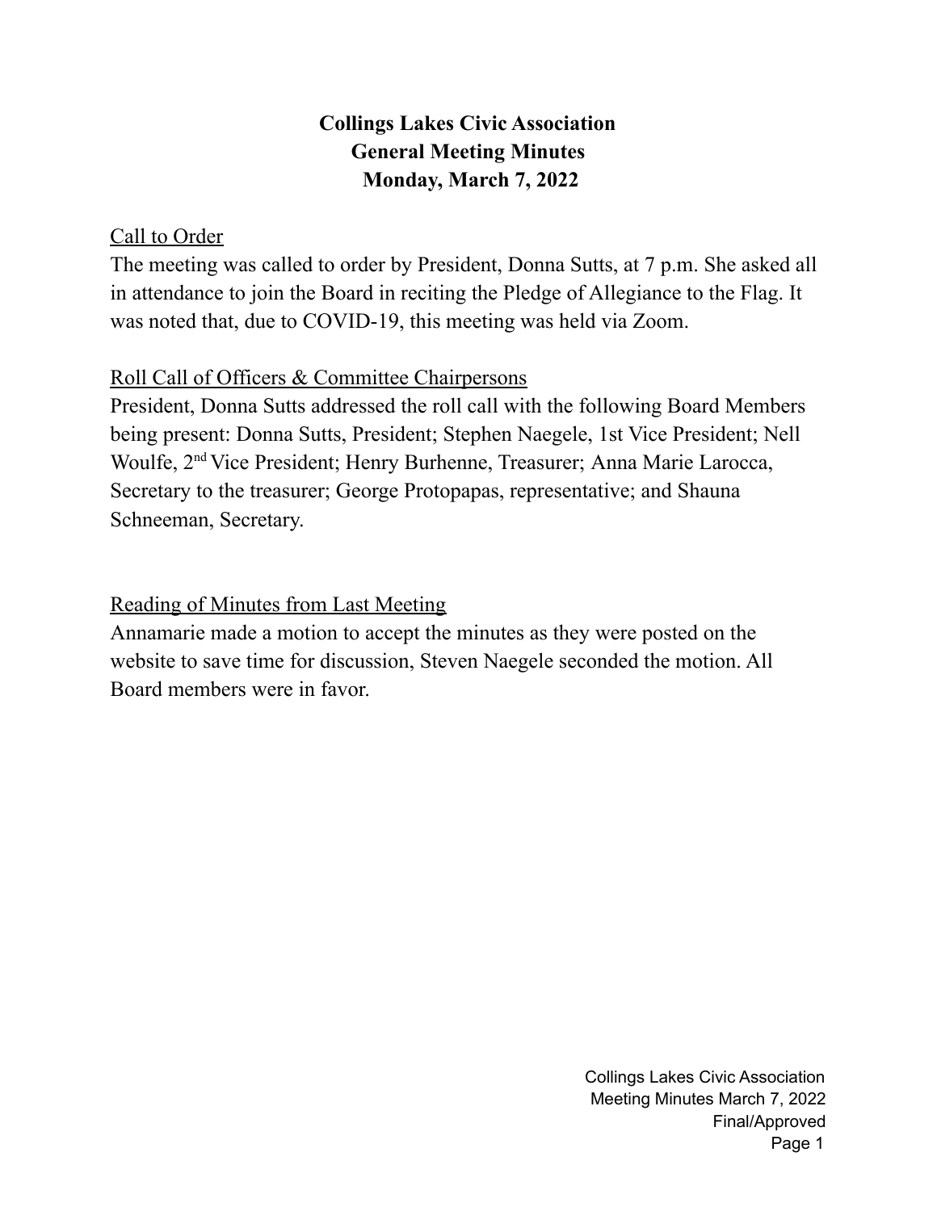# Collings Lakes Civic Association
## General Meeting Minutes
### Monday, March 7, 2022

Call to Order

The meeting was called to order by President, Donna Sutts, at 7 p.m. She asked all in attendance to join the Board in reciting the Pledge of Allegiance to the Flag. It was noted that, due to COVID-19, this meeting was held via Zoom.

Roll Call of Officers & Committee Chairpersons

President, Donna Sutts addressed the roll call with the following Board Members being present: Donna Sutts, President; Stephen Naegele, 1st Vice President; Nell Woulfe, 2nd Vice President; Henry Burhenne, Treasurer; Anna Marie Larocca, Secretary to the treasurer; George Protopapas, representative; and Shauna Schneeman, Secretary.

Reading of Minutes from Last Meeting

Annamarie made a motion to accept the minutes as they were posted on the website to save time for discussion, Steven Naegele seconded the motion. All Board members were in favor.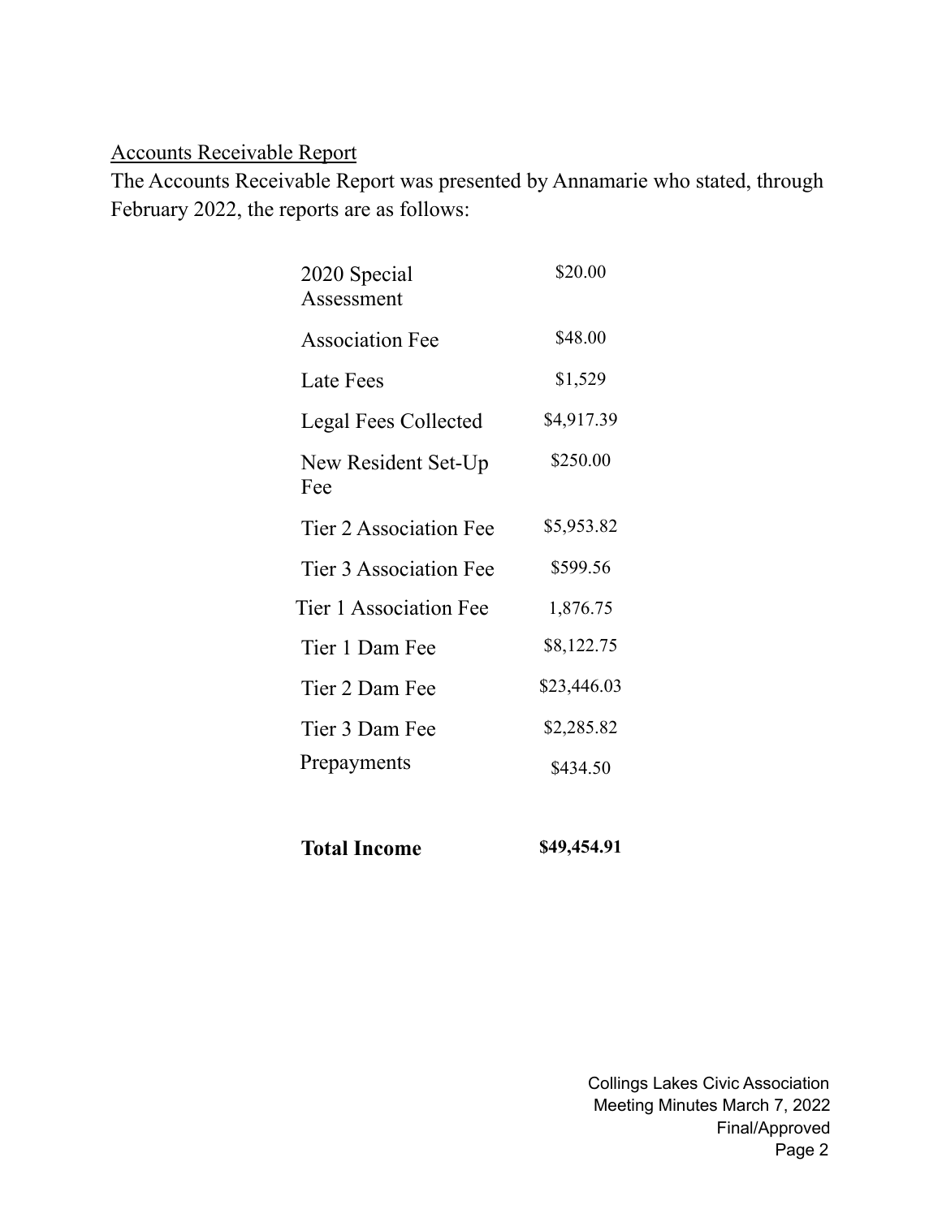Accounts Receivable Report

The Accounts Receivable Report was presented by Annamarie who stated, through February 2022, the reports are as follows:

| | |
|---|---|
| 2020 Special Assessment | \$20.00 |
| Association Fee | \$48.00 |
| Late Fees | \$1,529 |
| Legal Fees Collected | \$4,917.39 |
| New Resident Set-Up Fee | \$250.00 |
| Tier 2 Association Fee | \$5,953.82 |
| Tier 3 Association Fee | \$599.56 |
| Tier 1 Association Fee | 1,876.75 |
| Tier 1 Dam Fee | \$8,122.75 |
| Tier 2 Dam Fee | \$23,446.03 |
| Tier 3 Dam Fee | \$2,285.82 |
| Prepayments | \$434.50 |
| **Total Income** | **\$49,454.91** |

Collings Lakes Civic Association
Meeting Minutes March 7, 2022
Final/Approved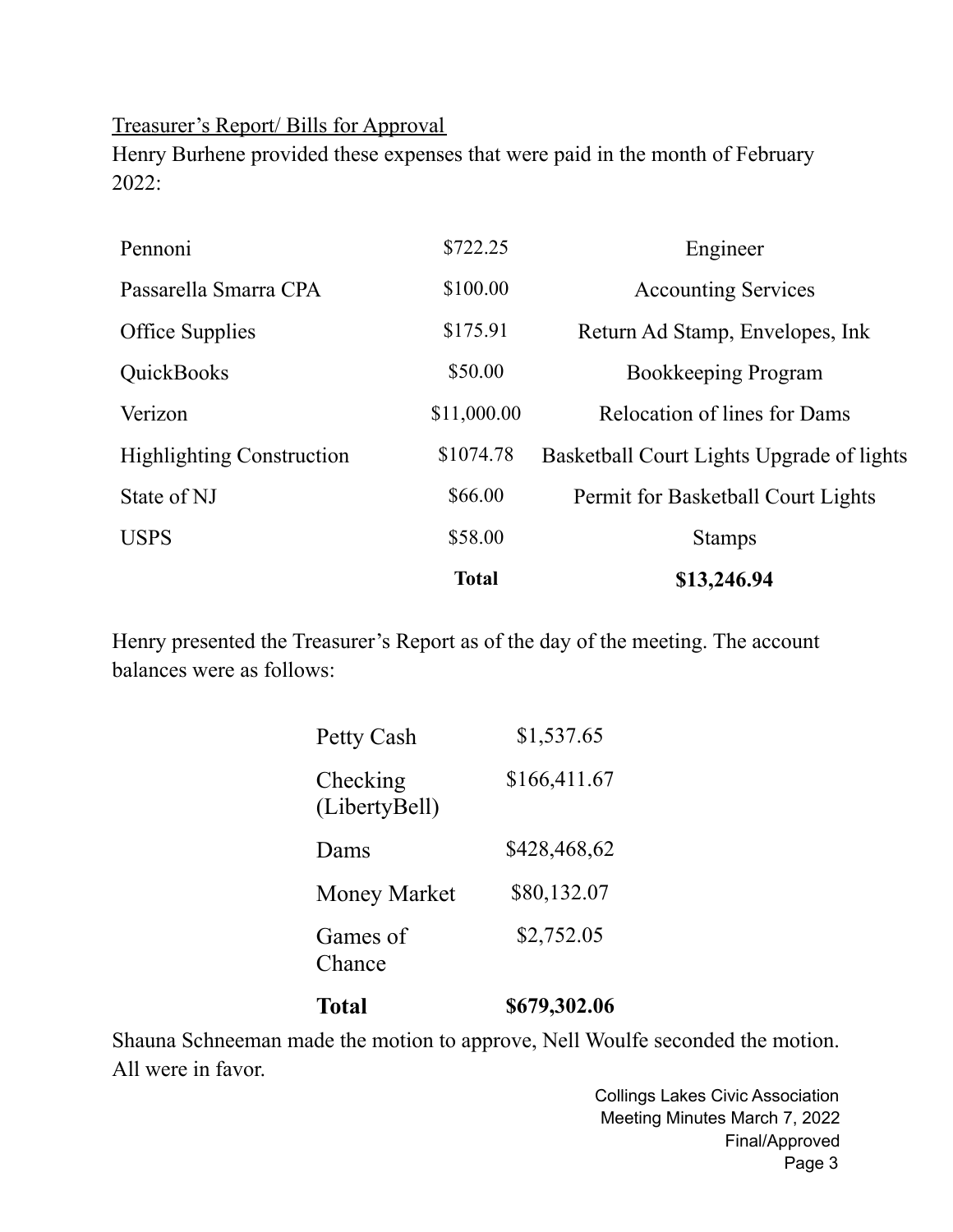Treasurer's Report/ Bills for Approval

Henry Burhene provided these expenses that were paid in the month of February 2022:

| | | |
|---|---|---|
| Pennoni | $722.25 | Engineer |
| Passarella Smarra CPA | $100.00 | Accounting Services |
| Office Supplies | $175.91 | Return Ad Stamp, Envelopes, Ink |
| QuickBooks | $50.00 | Bookkeeping Program |
| Verizon | $11,000.00 | Relocation of lines for Dams |
| Highlighting Construction | $1074.78 | Basketball Court Lights Upgrade of lights |
| State of NJ | $66.00 | Permit for Basketball Court Lights |
| USPS | $58.00 | Stamps |
| | **Total** | **$13,246.94** |

Henry presented the Treasurer's Report as of the day of the meeting. The account balances were as follows:

| | |
|---|---|
| Petty Cash | $1,537.65 |
| Checking (LibertyBell) | $166,411.67 |
| Dams | $428,468,62 |
| Money Market | $80,132.07 |
| Games of Chance | $2,752.05 |
| **Total** | **$679,302.06** |

Shauna Schneeman made the motion to approve, Nell Woulfe seconded the motion. All were in favor.

Collings Lakes Civic Association
Meeting Minutes March 7, 2022
Final/Approved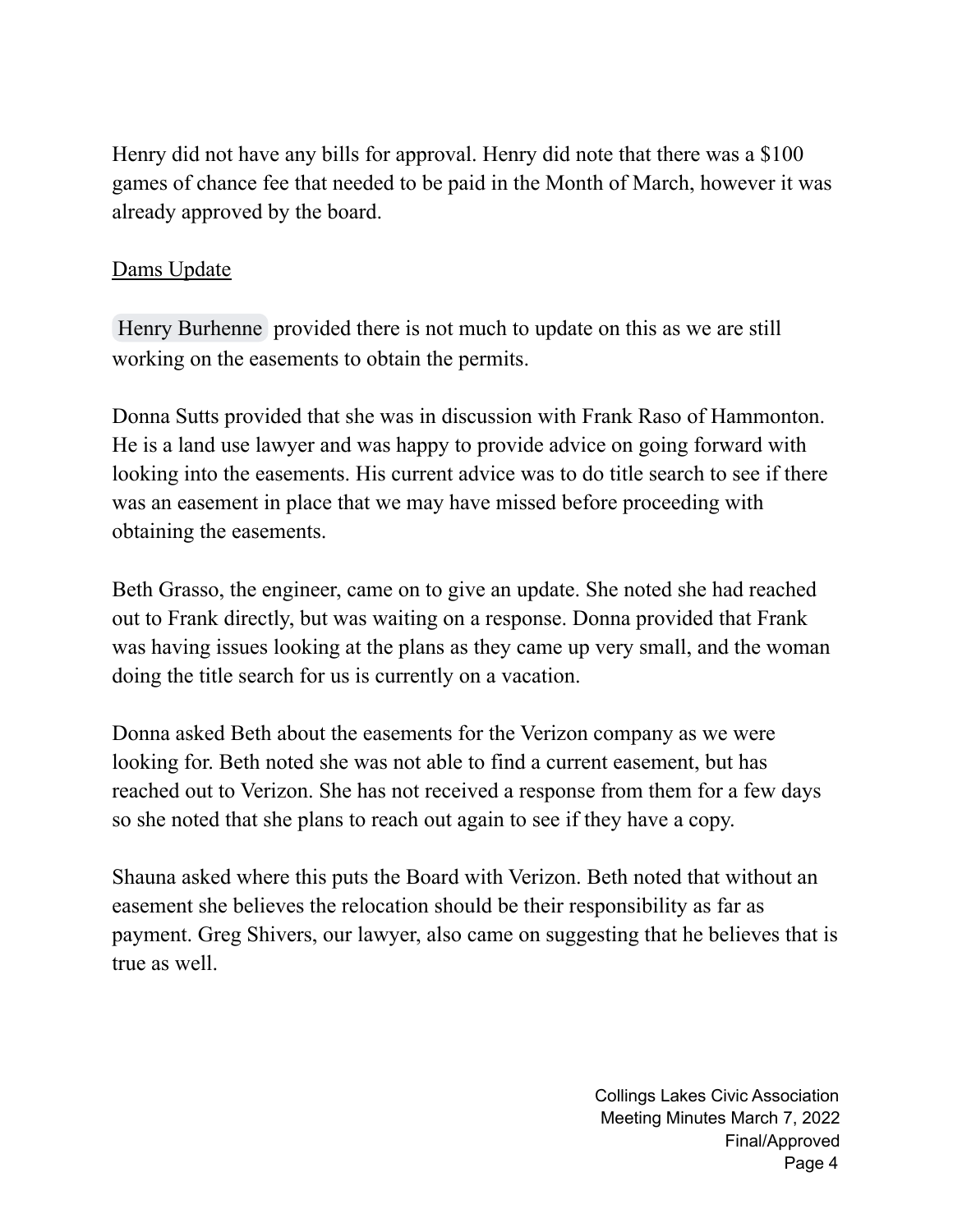Henry did not have any bills for approval. Henry did note that there was a $100 games of chance fee that needed to be paid in the Month of March, however it was already approved by the board.

<u>Dams Update</u>

Henry Burhenne provided there is not much to update on this as we are still working on the easements to obtain the permits.

Donna Sutts provided that she was in discussion with Frank Raso of Hammonton. He is a land use lawyer and was happy to provide advice on going forward with looking into the easements. His current advice was to do title search to see if there was an easement in place that we may have missed before proceeding with obtaining the easements.

Beth Grasso, the engineer, came on to give an update. She noted she had reached out to Frank directly, but was waiting on a response. Donna provided that Frank was having issues looking at the plans as they came up very small, and the woman doing the title search for us is currently on a vacation.

Donna asked Beth about the easements for the Verizon company as we were looking for. Beth noted she was not able to find a current easement, but has reached out to Verizon. She has not received a response from them for a few days so she noted that she plans to reach out again to see if they have a copy.

Shauna asked where this puts the Board with Verizon. Beth noted that without an easement she believes the relocation should be their responsibility as far as payment. Greg Shivers, our lawyer, also came on suggesting that he believes that is true as well.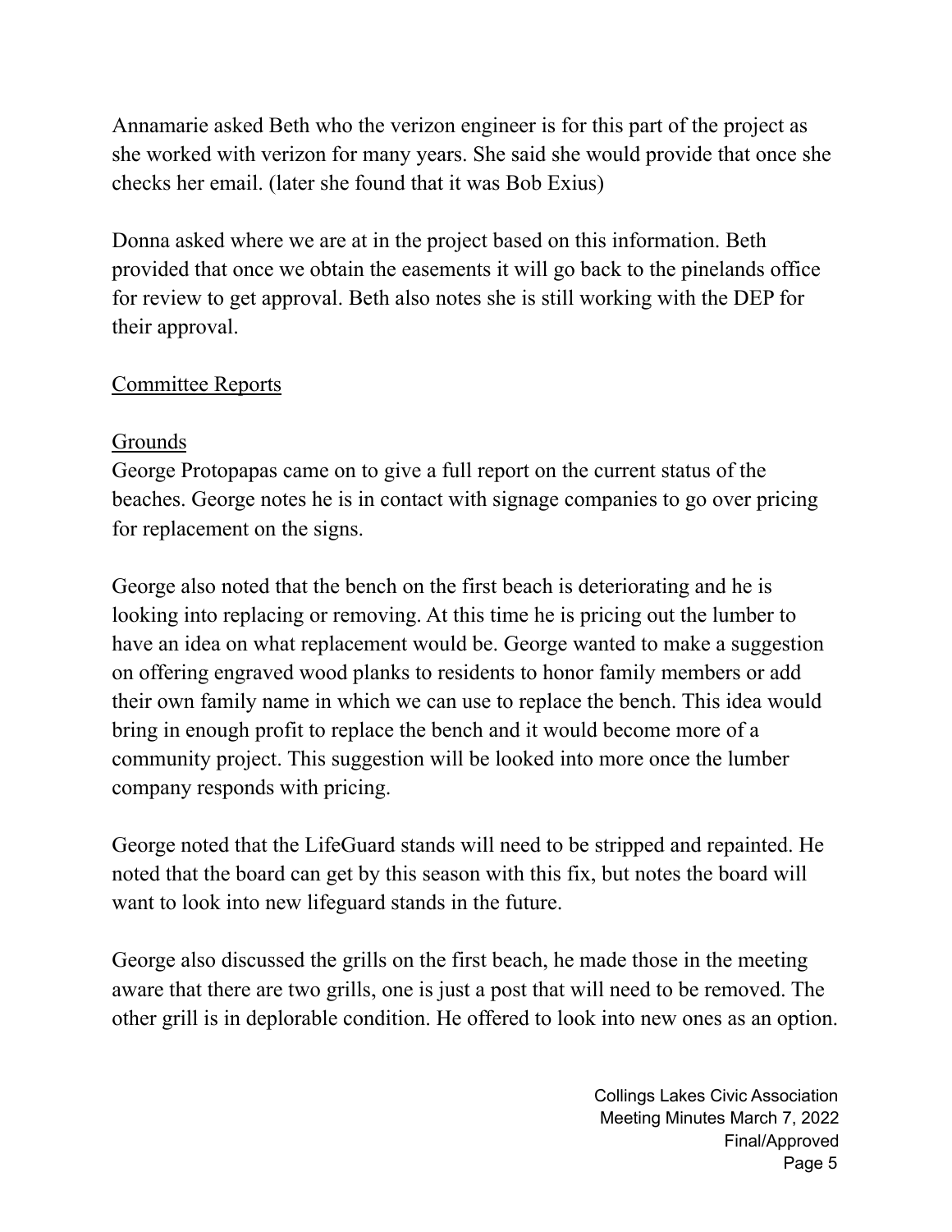Annamarie asked Beth who the verizon engineer is for this part of the project as she worked with verizon for many years. She said she would provide that once she checks her email. (later she found that it was Bob Exius)

Donna asked where we are at in the project based on this information. Beth provided that once we obtain the easements it will go back to the pinelands office for review to get approval. Beth also notes she is still working with the DEP for their approval.

## Committee Reports

### Grounds

George Protopapas came on to give a full report on the current status of the beaches. George notes he is in contact with signage companies to go over pricing for replacement on the signs.

George also noted that the bench on the first beach is deteriorating and he is looking into replacing or removing. At this time he is pricing out the lumber to have an idea on what replacement would be. George wanted to make a suggestion on offering engraved wood planks to residents to honor family members or add their own family name in which we can use to replace the bench. This idea would bring in enough profit to replace the bench and it would become more of a community project. This suggestion will be looked into more once the lumber company responds with pricing.

George noted that the LifeGuard stands will need to be stripped and repainted. He noted that the board can get by this season with this fix, but notes the board will want to look into new lifeguard stands in the future.

George also discussed the grills on the first beach, he made those in the meeting aware that there are two grills, one is just a post that will need to be removed. The other grill is in deplorable condition. He offered to look into new ones as an option.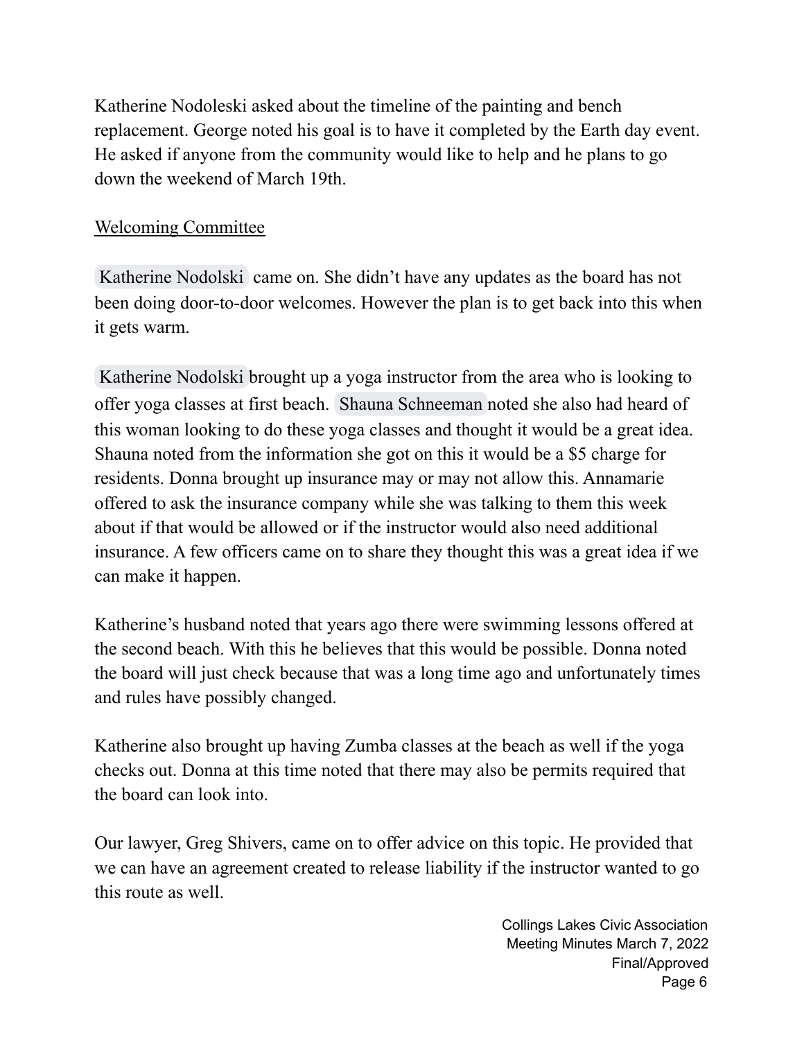Katherine Nodoleski asked about the timeline of the painting and bench replacement. George noted his goal is to have it completed by the Earth day event. He asked if anyone from the community would like to help and he plans to go down the weekend of March 19th.

Welcoming Committee

Katherine Nodolski came on. She didn't have any updates as the board has not been doing door-to-door welcomes. However the plan is to get back into this when it gets warm.

Katherine Nodolski brought up a yoga instructor from the area who is looking to offer yoga classes at first beach. Shauna Schneeman noted she also had heard of this woman looking to do these yoga classes and thought it would be a great idea. Shauna noted from the information she got on this it would be a $5 charge for residents. Donna brought up insurance may or may not allow this. Annamarie offered to ask the insurance company while she was talking to them this week about if that would be allowed or if the instructor would also need additional insurance. A few officers came on to share they thought this was a great idea if we can make it happen.

Katherine's husband noted that years ago there were swimming lessons offered at the second beach. With this he believes that this would be possible. Donna noted the board will just check because that was a long time ago and unfortunately times and rules have possibly changed.

Katherine also brought up having Zumba classes at the beach as well if the yoga checks out. Donna at this time noted that there may also be permits required that the board can look into.

Our lawyer, Greg Shivers, came on to offer advice on this topic. He provided that we can have an agreement created to release liability if the instructor wanted to go this route as well.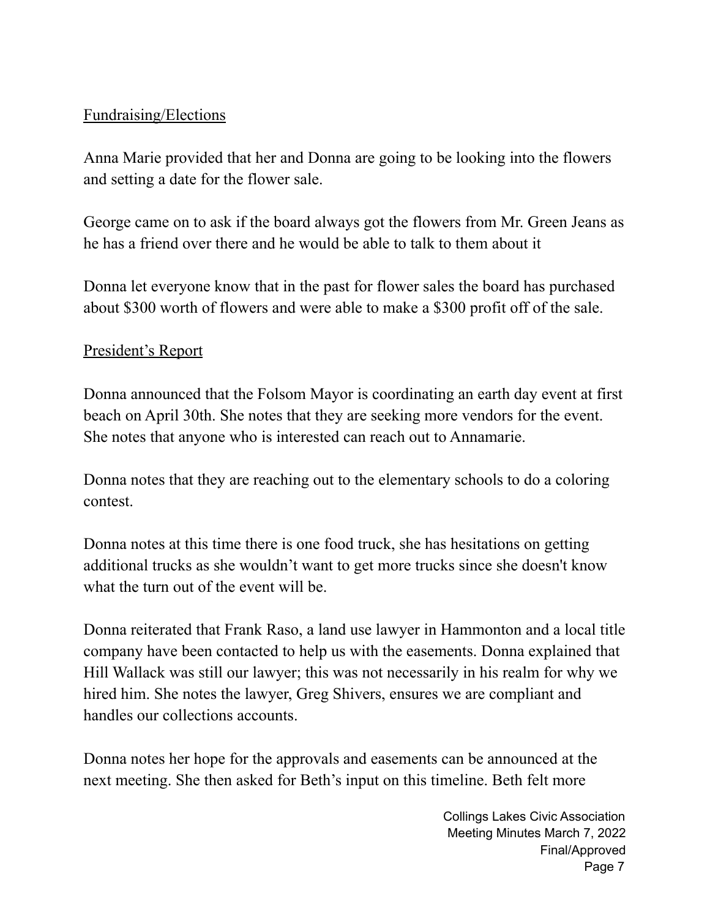Fundraising/Elections

Anna Marie provided that her and Donna are going to be looking into the flowers and setting a date for the flower sale.

George came on to ask if the board always got the flowers from Mr. Green Jeans as he has a friend over there and he would be able to talk to them about it

Donna let everyone know that in the past for flower sales the board has purchased about $300 worth of flowers and were able to make a $300 profit off of the sale.

President's Report

Donna announced that the Folsom Mayor is coordinating an earth day event at first beach on April 30th. She notes that they are seeking more vendors for the event. She notes that anyone who is interested can reach out to Annamarie.

Donna notes that they are reaching out to the elementary schools to do a coloring contest.

Donna notes at this time there is one food truck, she has hesitations on getting additional trucks as she wouldn't want to get more trucks since she doesn't know what the turn out of the event will be.

Donna reiterated that Frank Raso, a land use lawyer in Hammonton and a local title company have been contacted to help us with the easements. Donna explained that Hill Wallack was still our lawyer; this was not necessarily in his realm for why we hired him. She notes the lawyer, Greg Shivers, ensures we are compliant and handles our collections accounts.

Donna notes her hope for the approvals and easements can be announced at the next meeting. She then asked for Beth's input on this timeline. Beth felt more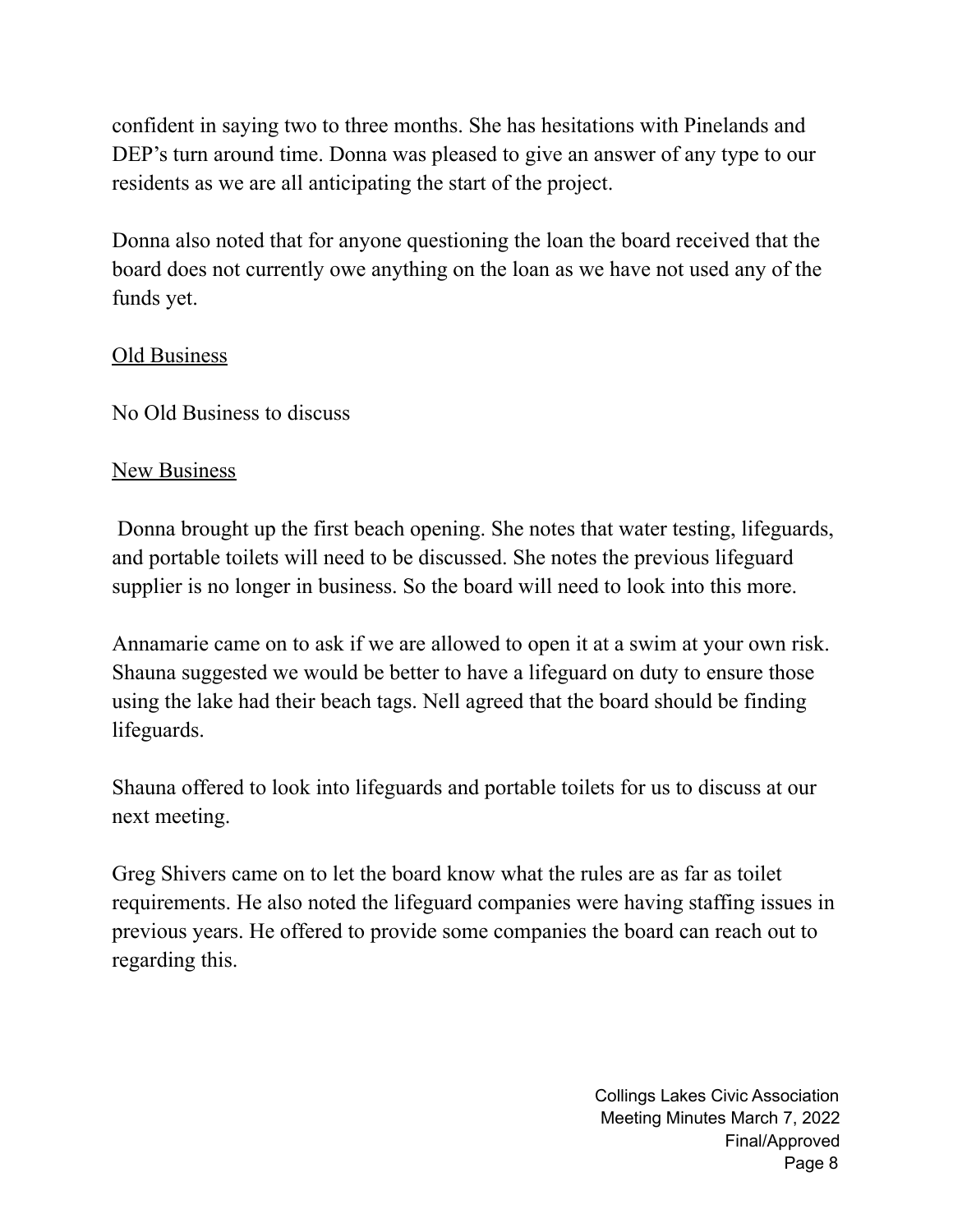confident in saying two to three months. She has hesitations with Pinelands and DEP's turn around time. Donna was pleased to give an answer of any type to our residents as we are all anticipating the start of the project.

Donna also noted that for anyone questioning the loan the board received that the board does not currently owe anything on the loan as we have not used any of the funds yet.

<u>Old Business</u>

No Old Business to discuss

<u>New Business</u>

Donna brought up the first beach opening. She notes that water testing, lifeguards, and portable toilets will need to be discussed. She notes the previous lifeguard supplier is no longer in business. So the board will need to look into this more.

Annamarie came on to ask if we are allowed to open it at a swim at your own risk. Shauna suggested we would be better to have a lifeguard on duty to ensure those using the lake had their beach tags. Nell agreed that the board should be finding lifeguards.

Shauna offered to look into lifeguards and portable toilets for us to discuss at our next meeting.

Greg Shivers came on to let the board know what the rules are as far as toilet requirements. He also noted the lifeguard companies were having staffing issues in previous years. He offered to provide some companies the board can reach out to regarding this.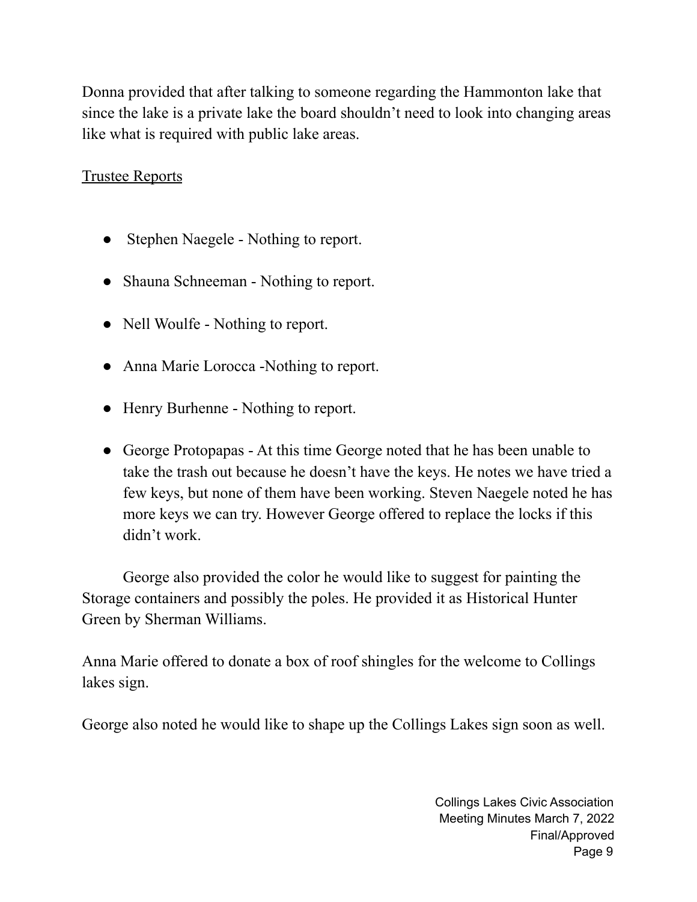Donna provided that after talking to someone regarding the Hammonton lake that since the lake is a private lake the board shouldn't need to look into changing areas like what is required with public lake areas.

<u>Trustee Reports</u>

- Stephen Naegele - Nothing to report.
- Shauna Schneeman - Nothing to report.
- Nell Woulfe - Nothing to report.
- Anna Marie Lorocca -Nothing to report.
- Henry Burhenne - Nothing to report.
- George Protopapas - At this time George noted that he has been unable to take the trash out because he doesn't have the keys. He notes we have tried a few keys, but none of them have been working. Steven Naegele noted he has more keys we can try. However George offered to replace the locks if this didn't work.

George also provided the color he would like to suggest for painting the Storage containers and possibly the poles. He provided it as Historical Hunter Green by Sherman Williams.

Anna Marie offered to donate a box of roof shingles for the welcome to Collings lakes sign.

George also noted he would like to shape up the Collings Lakes sign soon as well.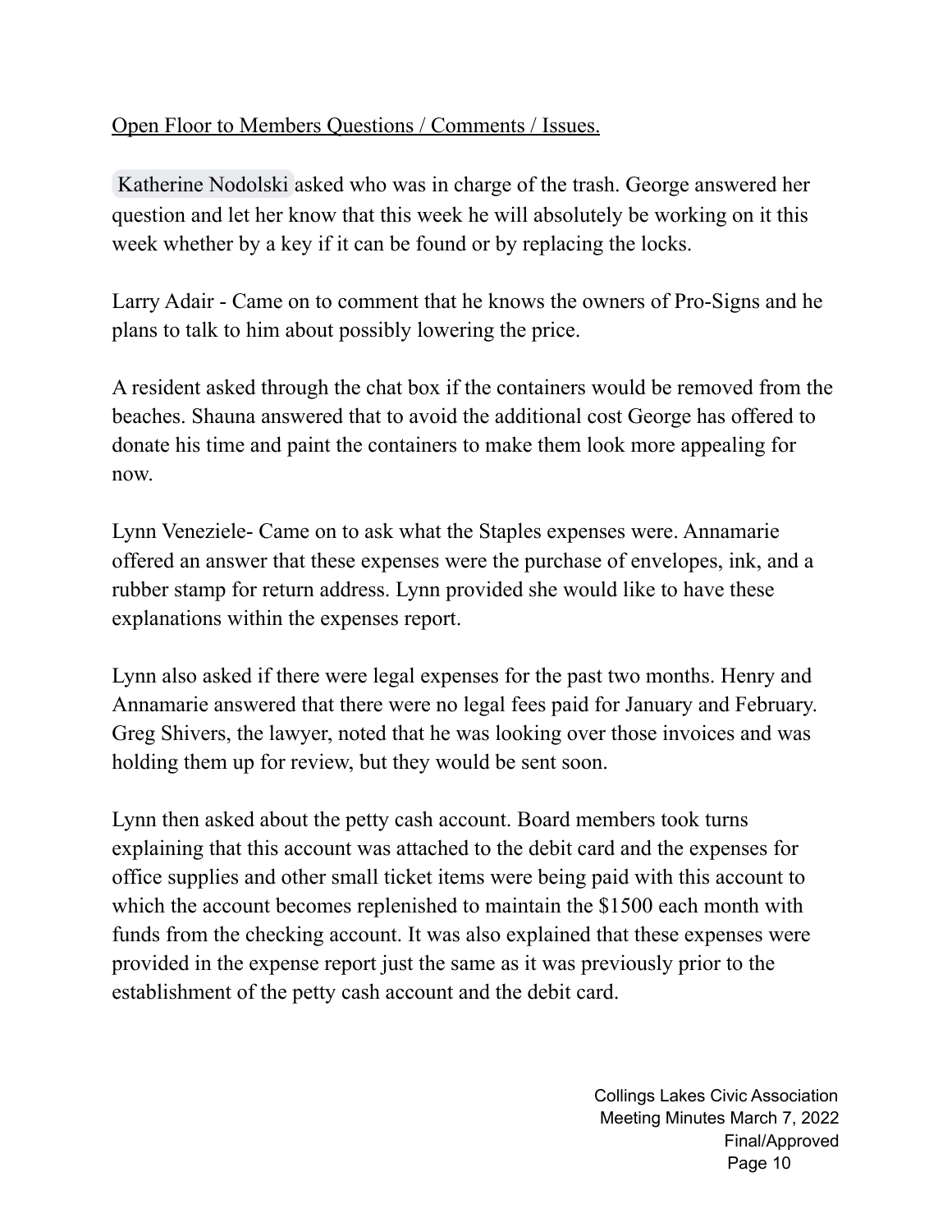<u>Open Floor to Members Questions / Comments / Issues.</u>

Katherine Nodolski asked who was in charge of the trash. George answered her question and let her know that this week he will absolutely be working on it this week whether by a key if it can be found or by replacing the locks.

Larry Adair - Came on to comment that he knows the owners of Pro-Signs and he plans to talk to him about possibly lowering the price.

A resident asked through the chat box if the containers would be removed from the beaches. Shauna answered that to avoid the additional cost George has offered to donate his time and paint the containers to make them look more appealing for now.

Lynn Veneziele- Came on to ask what the Staples expenses were. Annamarie offered an answer that these expenses were the purchase of envelopes, ink, and a rubber stamp for return address. Lynn provided she would like to have these explanations within the expenses report.

Lynn also asked if there were legal expenses for the past two months. Henry and Annamarie answered that there were no legal fees paid for January and February. Greg Shivers, the lawyer, noted that he was looking over those invoices and was holding them up for review, but they would be sent soon.

Lynn then asked about the petty cash account. Board members took turns explaining that this account was attached to the debit card and the expenses for office supplies and other small ticket items were being paid with this account to which the account becomes replenished to maintain the $1500 each month with funds from the checking account. It was also explained that these expenses were provided in the expense report just the same as it was previously prior to the establishment of the petty cash account and the debit card.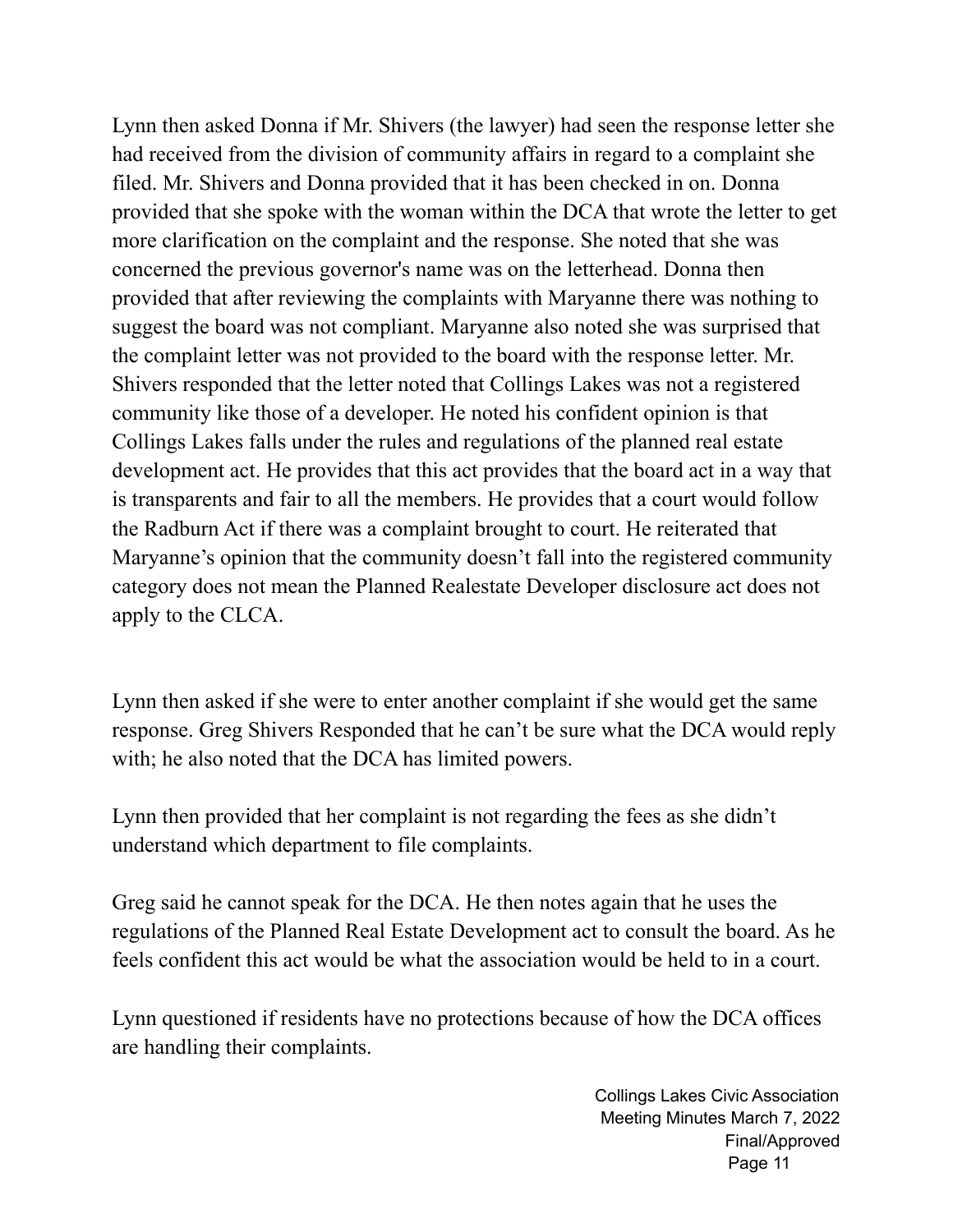Lynn then asked Donna if Mr. Shivers (the lawyer) had seen the response letter she had received from the division of community affairs in regard to a complaint she filed. Mr. Shivers and Donna provided that it has been checked in on. Donna provided that she spoke with the woman within the DCA that wrote the letter to get more clarification on the complaint and the response. She noted that she was concerned the previous governor's name was on the letterhead. Donna then provided that after reviewing the complaints with Maryanne there was nothing to suggest the board was not compliant. Maryanne also noted she was surprised that the complaint letter was not provided to the board with the response letter. Mr. Shivers responded that the letter noted that Collings Lakes was not a registered community like those of a developer. He noted his confident opinion is that Collings Lakes falls under the rules and regulations of the planned real estate development act. He provides that this act provides that the board act in a way that is transparents and fair to all the members. He provides that a court would follow the Radburn Act if there was a complaint brought to court. He reiterated that Maryanne's opinion that the community doesn't fall into the registered community category does not mean the Planned Realestate Developer disclosure act does not apply to the CLCA.

Lynn then asked if she were to enter another complaint if she would get the same response. Greg Shivers Responded that he can't be sure what the DCA would reply with; he also noted that the DCA has limited powers.

Lynn then provided that her complaint is not regarding the fees as she didn't understand which department to file complaints.

Greg said he cannot speak for the DCA. He then notes again that he uses the regulations of the Planned Real Estate Development act to consult the board. As he feels confident this act would be what the association would be held to in a court.

Lynn questioned if residents have no protections because of how the DCA offices are handling their complaints.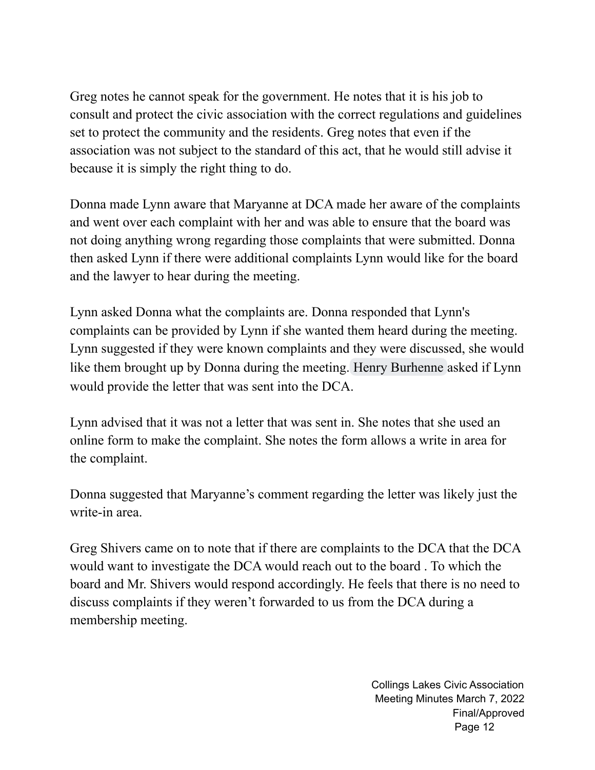Greg notes he cannot speak for the government. He notes that it is his job to consult and protect the civic association with the correct regulations and guidelines set to protect the community and the residents. Greg notes that even if the association was not subject to the standard of this act, that he would still advise it because it is simply the right thing to do.

Donna made Lynn aware that Maryanne at DCA made her aware of the complaints and went over each complaint with her and was able to ensure that the board was not doing anything wrong regarding those complaints that were submitted. Donna then asked Lynn if there were additional complaints Lynn would like for the board and the lawyer to hear during the meeting.

Lynn asked Donna what the complaints are. Donna responded that Lynn's complaints can be provided by Lynn if she wanted them heard during the meeting. Lynn suggested if they were known complaints and they were discussed, she would like them brought up by Donna during the meeting. Henry Burhenne asked if Lynn would provide the letter that was sent into the DCA.

Lynn advised that it was not a letter that was sent in. She notes that she used an online form to make the complaint. She notes the form allows a write in area for the complaint.

Donna suggested that Maryanne's comment regarding the letter was likely just the write-in area.

Greg Shivers came on to note that if there are complaints to the DCA that the DCA would want to investigate the DCA would reach out to the board . To which the board and Mr. Shivers would respond accordingly. He feels that there is no need to discuss complaints if they weren't forwarded to us from the DCA during a membership meeting.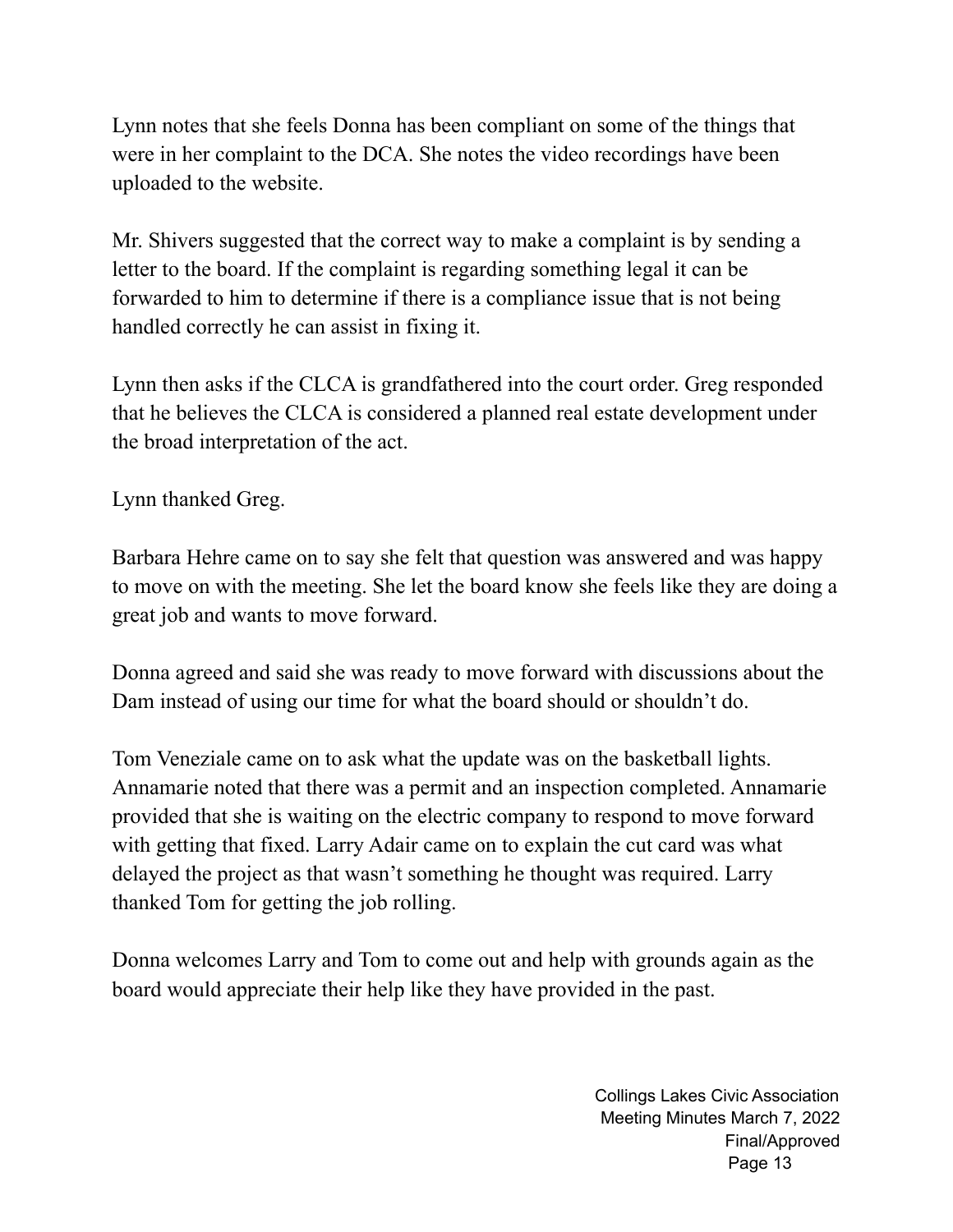Lynn notes that she feels Donna has been compliant on some of the things that were in her complaint to the DCA. She notes the video recordings have been uploaded to the website.

Mr. Shivers suggested that the correct way to make a complaint is by sending a letter to the board. If the complaint is regarding something legal it can be forwarded to him to determine if there is a compliance issue that is not being handled correctly he can assist in fixing it.

Lynn then asks if the CLCA is grandfathered into the court order. Greg responded that he believes the CLCA is considered a planned real estate development under the broad interpretation of the act.

Lynn thanked Greg.

Barbara Hehre came on to say she felt that question was answered and was happy to move on with the meeting. She let the board know she feels like they are doing a great job and wants to move forward.

Donna agreed and said she was ready to move forward with discussions about the Dam instead of using our time for what the board should or shouldn't do.

Tom Veneziale came on to ask what the update was on the basketball lights. Annamarie noted that there was a permit and an inspection completed. Annamarie provided that she is waiting on the electric company to respond to move forward with getting that fixed. Larry Adair came on to explain the cut card was what delayed the project as that wasn't something he thought was required. Larry thanked Tom for getting the job rolling.

Donna welcomes Larry and Tom to come out and help with grounds again as the board would appreciate their help like they have provided in the past.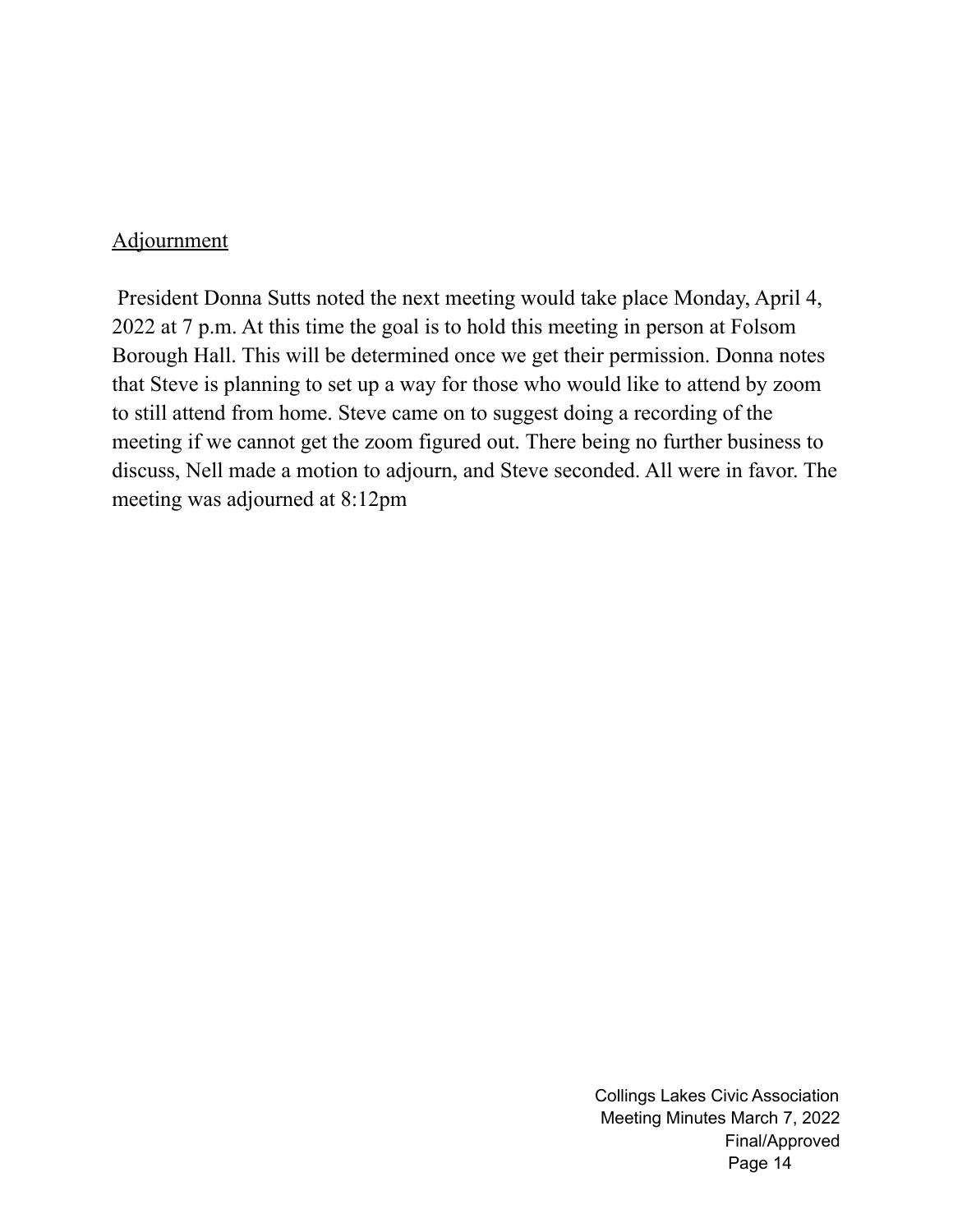Adjournment

President Donna Sutts noted the next meeting would take place Monday, April 4, 2022 at 7 p.m. At this time the goal is to hold this meeting in person at Folsom Borough Hall. This will be determined once we get their permission. Donna notes that Steve is planning to set up a way for those who would like to attend by zoom to still attend from home. Steve came on to suggest doing a recording of the meeting if we cannot get the zoom figured out. There being no further business to discuss, Nell made a motion to adjourn, and Steve seconded. All were in favor. The meeting was adjourned at 8:12pm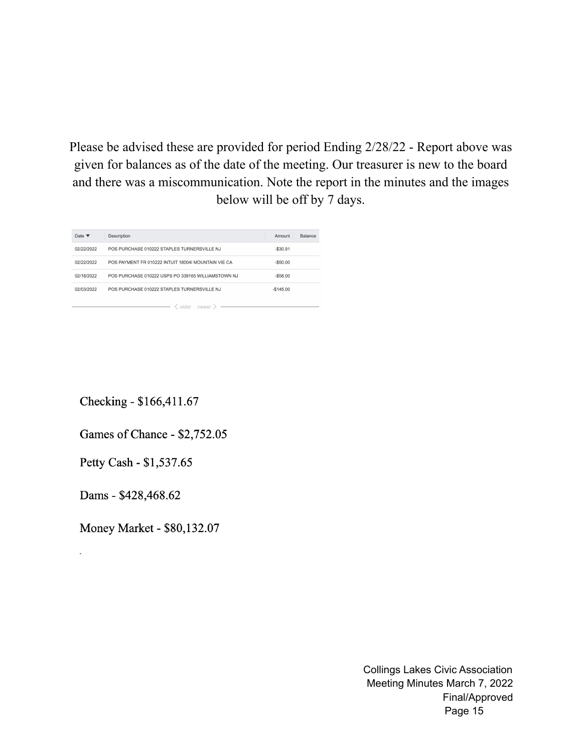Please be advised these are provided for period Ending 2/28/22 - Report above was given for balances as of the date of the meeting. Our treasurer is new to the board and there was a miscommunication. Note the report in the minutes and the images below will be off by 7 days.

| Date ▼ | Description | Amount | Balance |
|---|---|---|---|
| 02/22/2022 | POS PURCHASE 010222 STAPLES TURNERSVILLE NJ | -$30.91 | |
| 02/22/2022 | POS PAYMENT FR 010222 INTUIT 18004I MOUNTAIN VIE CA | -$50.00 | |
| 02/18/2022 | POS PURCHASE 010222 USPS PO 339165 WILLIAMSTOWN NJ | -$58.00 | |
| 02/03/2022 | POS PURCHASE 010222 STAPLES TURNERSVILLE NJ | -$145.00 | |

< older newer >

Checking - $166,411.67

Games of Chance - $2,752.05

Petty Cash - $1,537.65

Dams - $428,468.62

Money Market - $80,132.07

Collings Lakes Civic Association
Meeting Minutes March 7, 2022
Final/Approved